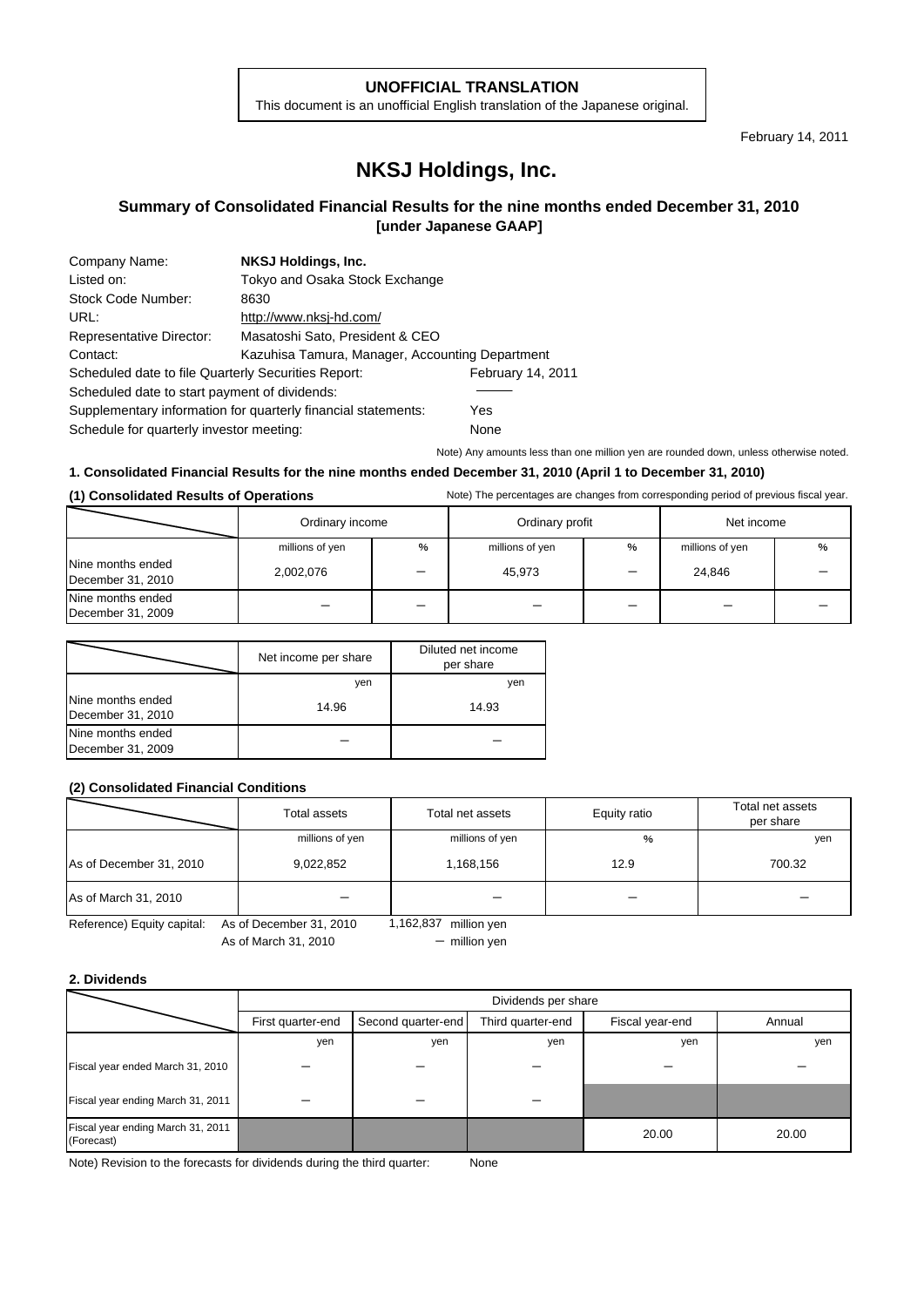**UNOFFICIAL TRANSLATION**
This document is an unofficial English translation of the Japanese original.

February 14, 2011

# NKSJ Holdings, Inc.

## Summary of Consolidated Financial Results for the nine months ended December 31, 2010 [under Japanese GAAP]

| | |
|---|---|
| Company Name: | **NKSJ Holdings, Inc.** |
| Listed on: | Tokyo and Osaka Stock Exchange |
| Stock Code Number: | 8630 |
| URL: | http://www.nksj-hd.com/ |
| Representative Director: | Masatoshi Sato, President & CEO |
| Contact: | Kazuhisa Tamura, Manager, Accounting Department |
| Scheduled date to file Quarterly Securities Report: | February 14, 2011 |
| Scheduled date to start payment of dividends: | ――― |
| Supplementary information for quarterly financial statements: | Yes |
| Schedule for quarterly investor meeting: | None |

Note) Any amounts less than one million yen are rounded down, unless otherwise noted.

### 1. Consolidated Financial Results for the nine months ended December 31, 2010 (April 1 to December 31, 2010)

**(1) Consolidated Results of Operations**

Note) The percentages are changes from corresponding period of previous fiscal year.

| | Ordinary income | | Ordinary profit | | Net income | |
|---|---|---|---|---|---|---|
| | millions of yen | % | millions of yen | % | millions of yen | % |
| Nine months ended December 31, 2010 | 2,002,076 | － | 45,973 | － | 24,846 | － |
| Nine months ended December 31, 2009 | － | － | － | － | － | － |

| | Net income per share | Diluted net income per share |
|---|---|---|
| | yen | yen |
| Nine months ended December 31, 2010 | 14.96 | 14.93 |
| Nine months ended December 31, 2009 | － | － |

**(2) Consolidated Financial Conditions**

| | Total assets | Total net assets | Equity ratio | Total net assets per share |
|---|---|---|---|---|
| | millions of yen | millions of yen | % | yen |
| As of December 31, 2010 | 9,022,852 | 1,168,156 | 12.9 | 700.32 |
| As of March 31, 2010 | － | － | － | － |

Reference) Equity capital: As of December 31, 2010: 1,162,837 million yen
As of March 31, 2010: － million yen

### 2. Dividends

| | Dividends per share | | | | |
|---|---|---|---|---|---|
| | First quarter-end | Second quarter-end | Third quarter-end | Fiscal year-end | Annual |
| | yen | yen | yen | yen | yen |
| Fiscal year ended March 31, 2010 | － | － | － | － | － |
| Fiscal year ending March 31, 2011 | － | － | － | | |
| Fiscal year ending March 31, 2011 (Forecast) | | | | 20.00 | 20.00 |

Note) Revision to the forecasts for dividends during the third quarter: None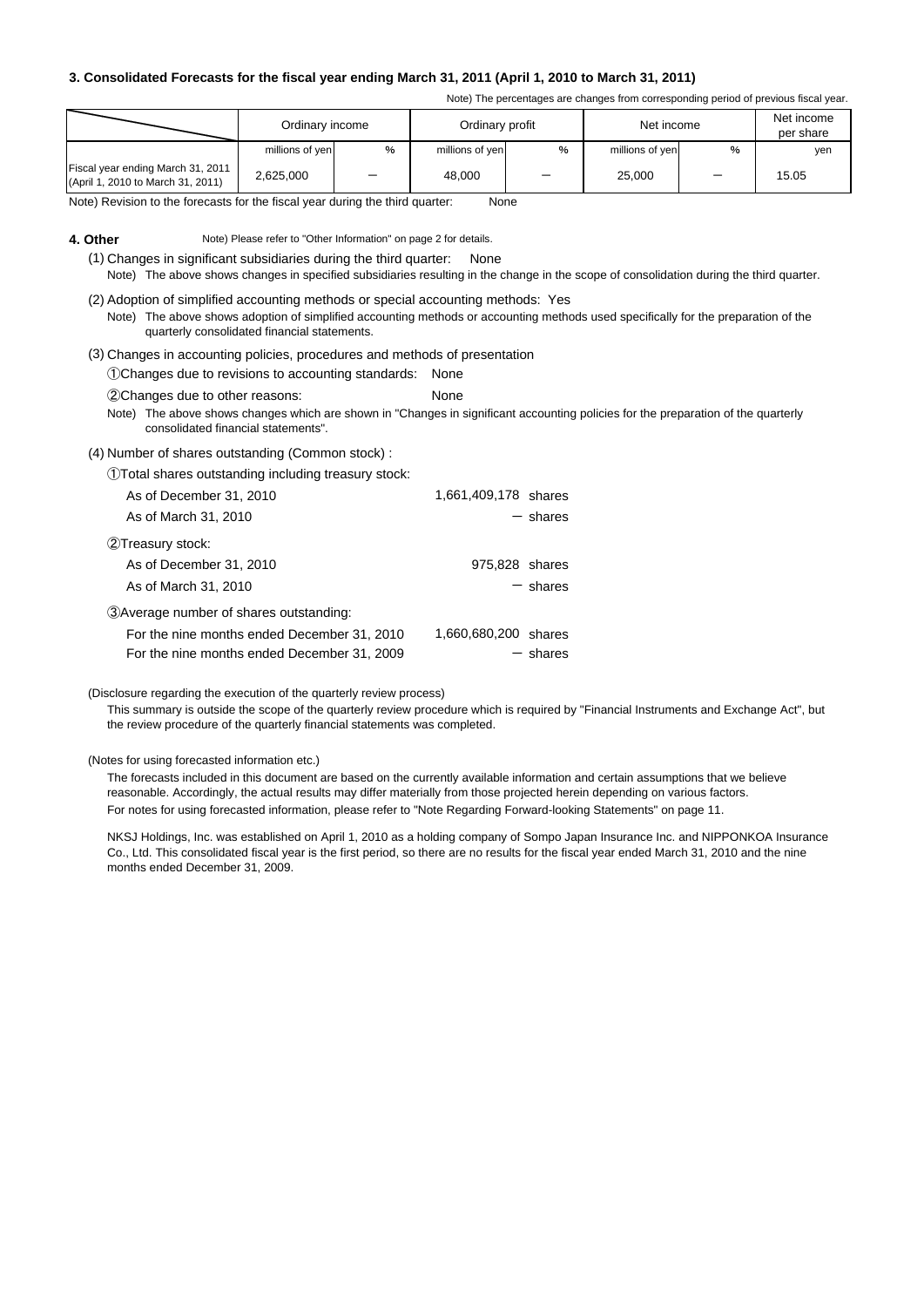### 3. Consolidated Forecasts for the fiscal year ending March 31, 2011 (April 1, 2010 to March 31, 2011)

Note) The percentages are changes from corresponding period of previous fiscal year.

| | Ordinary income | | Ordinary profit | | Net income | | Net income per share |
|---|---|---|---|---|---|---|---|
| | millions of yen | % | millions of yen | % | millions of yen | % | yen |
| Fiscal year ending March 31, 2011 (April 1, 2010 to March 31, 2011) | 2,625,000 | － | 48,000 | － | 25,000 | － | 15.05 |

Note) Revision to the forecasts for the fiscal year during the third quarter: None

### 4. Other

Note) Please refer to "Other Information" on page 2 for details.

(1) Changes in significant subsidiaries during the third quarter: None

Note) The above shows changes in specified subsidiaries resulting in the change in the scope of consolidation during the third quarter.

(2) Adoption of simplified accounting methods or special accounting methods: Yes

Note) The above shows adoption of simplified accounting methods or accounting methods used specifically for the preparation of the quarterly consolidated financial statements.

(3) Changes in accounting policies, procedures and methods of presentation

①Changes due to revisions to accounting standards: None

②Changes due to other reasons: None

Note) The above shows changes which are shown in "Changes in significant accounting policies for the preparation of the quarterly consolidated financial statements".

(4) Number of shares outstanding (Common stock) :

①Total shares outstanding including treasury stock:

| | |
|---|---|
| As of December 31, 2010 | 1,661,409,178 shares |
| As of March 31, 2010 | － shares |

②Treasury stock:

| | |
|---|---|
| As of December 31, 2010 | 975,828 shares |
| As of March 31, 2010 | － shares |

③Average number of shares outstanding:

| | |
|---|---|
| For the nine months ended December 31, 2010 | 1,660,680,200 shares |
| For the nine months ended December 31, 2009 | － shares |

(Disclosure regarding the execution of the quarterly review process)

This summary is outside the scope of the quarterly review procedure which is required by "Financial Instruments and Exchange Act", but the review procedure of the quarterly financial statements was completed.

(Notes for using forecasted information etc.)

The forecasts included in this document are based on the currently available information and certain assumptions that we believe reasonable. Accordingly, the actual results may differ materially from those projected herein depending on various factors.
For notes for using forecasted information, please refer to "Note Regarding Forward-looking Statements" on page 11.

NKSJ Holdings, Inc. was established on April 1, 2010 as a holding company of Sompo Japan Insurance Inc. and NIPPONKOA Insurance Co., Ltd. This consolidated fiscal year is the first period, so there are no results for the fiscal year ended March 31, 2010 and the nine months ended December 31, 2009.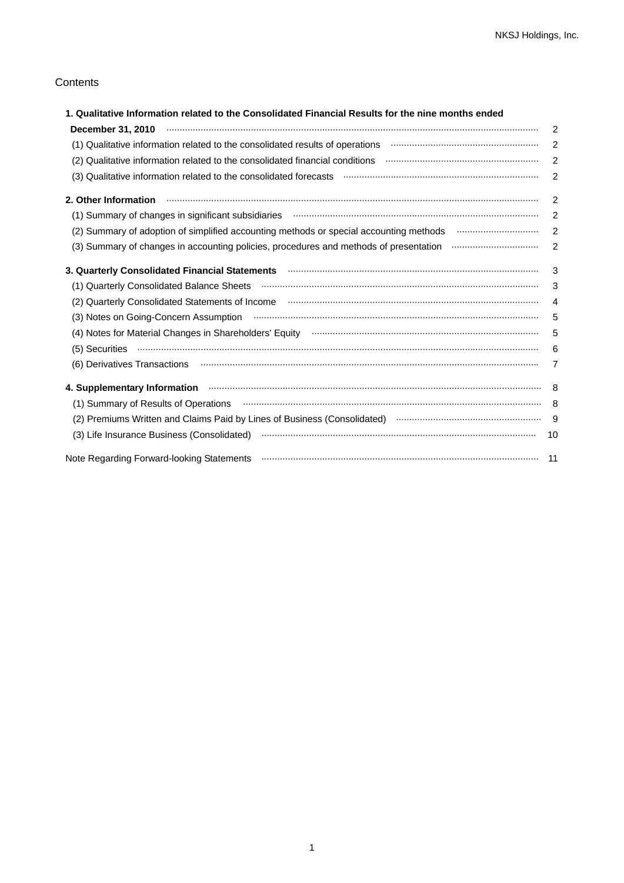## Contents

| | |
|---|---|
| **1. Qualitative Information related to the Consolidated Financial Results for the nine months ended December 31, 2010** | 2 |
| (1) Qualitative information related to the consolidated results of operations | 2 |
| (2) Qualitative information related to the consolidated financial conditions | 2 |
| (3) Qualitative information related to the consolidated forecasts | 2 |
| **2. Other Information** | 2 |
| (1) Summary of changes in significant subsidiaries | 2 |
| (2) Summary of adoption of simplified accounting methods or special accounting methods | 2 |
| (3) Summary of changes in accounting policies, procedures and methods of presentation | 2 |
| **3. Quarterly Consolidated Financial Statements** | 3 |
| (1) Quarterly Consolidated Balance Sheets | 3 |
| (2) Quarterly Consolidated Statements of Income | 4 |
| (3) Notes on Going-Concern Assumption | 5 |
| (4) Notes for Material Changes in Shareholders' Equity | 5 |
| (5) Securities | 6 |
| (6) Derivatives Transactions | 7 |
| **4. Supplementary Information** | 8 |
| (1) Summary of Results of Operations | 8 |
| (2) Premiums Written and Claims Paid by Lines of Business (Consolidated) | 9 |
| (3) Life Insurance Business (Consolidated) | 10 |
| Note Regarding Forward-looking Statements | 11 |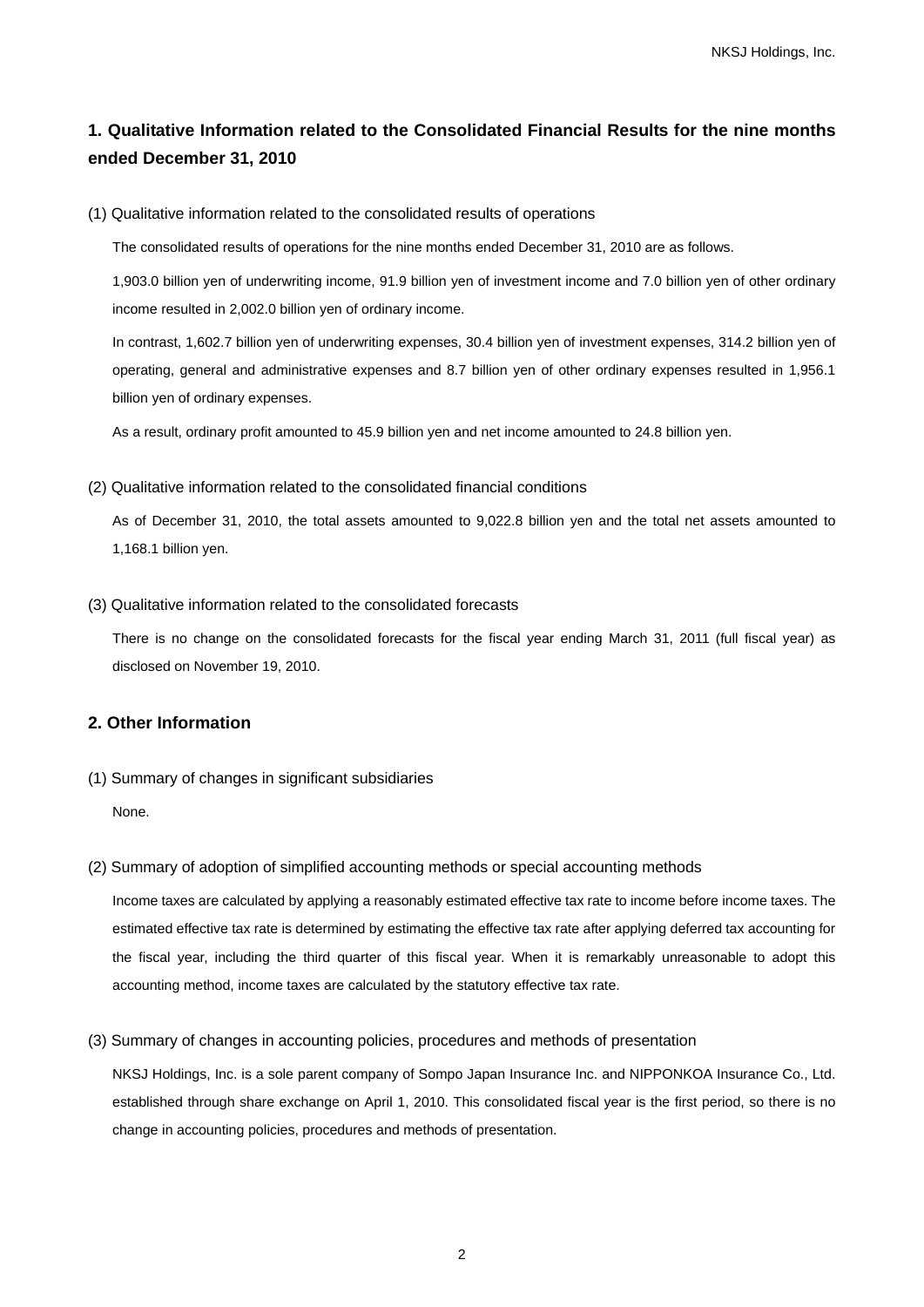## 1. Qualitative Information related to the Consolidated Financial Results for the nine months ended December 31, 2010

(1) Qualitative information related to the consolidated results of operations

The consolidated results of operations for the nine months ended December 31, 2010 are as follows.

1,903.0 billion yen of underwriting income, 91.9 billion yen of investment income and 7.0 billion yen of other ordinary income resulted in 2,002.0 billion yen of ordinary income.

In contrast, 1,602.7 billion yen of underwriting expenses, 30.4 billion yen of investment expenses, 314.2 billion yen of operating, general and administrative expenses and 8.7 billion yen of other ordinary expenses resulted in 1,956.1 billion yen of ordinary expenses.

As a result, ordinary profit amounted to 45.9 billion yen and net income amounted to 24.8 billion yen.

(2) Qualitative information related to the consolidated financial conditions

As of December 31, 2010, the total assets amounted to 9,022.8 billion yen and the total net assets amounted to 1,168.1 billion yen.

(3) Qualitative information related to the consolidated forecasts

There is no change on the consolidated forecasts for the fiscal year ending March 31, 2011 (full fiscal year) as disclosed on November 19, 2010.

## 2. Other Information

(1) Summary of changes in significant subsidiaries

None.

(2) Summary of adoption of simplified accounting methods or special accounting methods

Income taxes are calculated by applying a reasonably estimated effective tax rate to income before income taxes. The estimated effective tax rate is determined by estimating the effective tax rate after applying deferred tax accounting for the fiscal year, including the third quarter of this fiscal year. When it is remarkably unreasonable to adopt this accounting method, income taxes are calculated by the statutory effective tax rate.

(3) Summary of changes in accounting policies, procedures and methods of presentation

NKSJ Holdings, Inc. is a sole parent company of Sompo Japan Insurance Inc. and NIPPONKOA Insurance Co., Ltd. established through share exchange on April 1, 2010. This consolidated fiscal year is the first period, so there is no change in accounting policies, procedures and methods of presentation.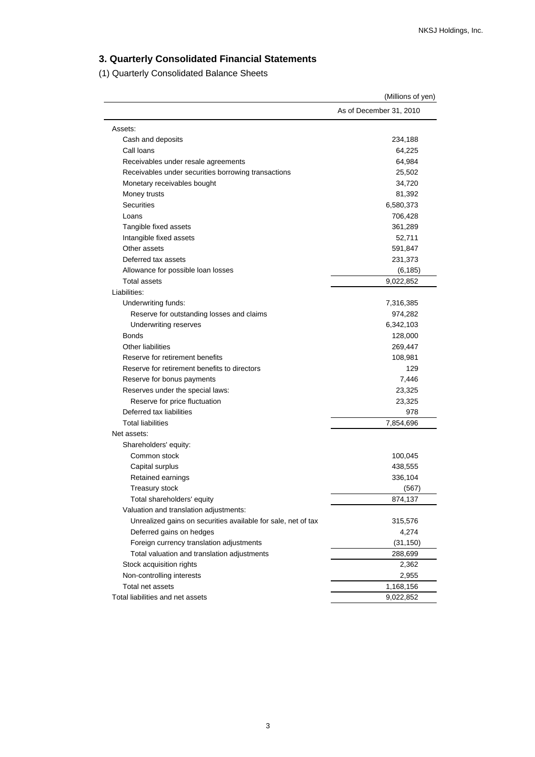## 3. Quarterly Consolidated Financial Statements

(1) Quarterly Consolidated Balance Sheets

(Millions of yen)

| | As of December 31, 2010 |
|---|---|
| Assets: | |
| Cash and deposits | 234,188 |
| Call loans | 64,225 |
| Receivables under resale agreements | 64,984 |
| Receivables under securities borrowing transactions | 25,502 |
| Monetary receivables bought | 34,720 |
| Money trusts | 81,392 |
| Securities | 6,580,373 |
| Loans | 706,428 |
| Tangible fixed assets | 361,289 |
| Intangible fixed assets | 52,711 |
| Other assets | 591,847 |
| Deferred tax assets | 231,373 |
| Allowance for possible loan losses | (6,185) |
| Total assets | 9,022,852 |
| Liabilities: | |
| Underwriting funds: | 7,316,385 |
| Reserve for outstanding losses and claims | 974,282 |
| Underwriting reserves | 6,342,103 |
| Bonds | 128,000 |
| Other liabilities | 269,447 |
| Reserve for retirement benefits | 108,981 |
| Reserve for retirement benefits to directors | 129 |
| Reserve for bonus payments | 7,446 |
| Reserves under the special laws: | 23,325 |
| Reserve for price fluctuation | 23,325 |
| Deferred tax liabilities | 978 |
| Total liabilities | 7,854,696 |
| Net assets: | |
| Shareholders' equity: | |
| Common stock | 100,045 |
| Capital surplus | 438,555 |
| Retained earnings | 336,104 |
| Treasury stock | (567) |
| Total shareholders' equity | 874,137 |
| Valuation and translation adjustments: | |
| Unrealized gains on securities available for sale, net of tax | 315,576 |
| Deferred gains on hedges | 4,274 |
| Foreign currency translation adjustments | (31,150) |
| Total valuation and translation adjustments | 288,699 |
| Stock acquisition rights | 2,362 |
| Non-controlling interests | 2,955 |
| Total net assets | 1,168,156 |
| Total liabilities and net assets | 9,022,852 |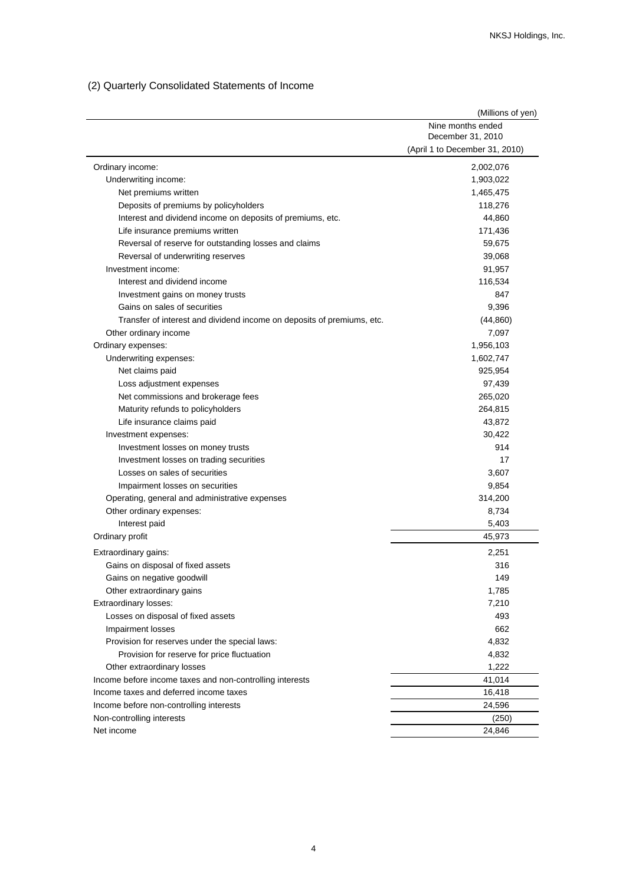## (2) Quarterly Consolidated Statements of Income

(Millions of yen)

| | Nine months ended December 31, 2010 (April 1 to December 31, 2010) |
|---|---|
| Ordinary income: | 2,002,076 |
| Underwriting income: | 1,903,022 |
| Net premiums written | 1,465,475 |
| Deposits of premiums by policyholders | 118,276 |
| Interest and dividend income on deposits of premiums, etc. | 44,860 |
| Life insurance premiums written | 171,436 |
| Reversal of reserve for outstanding losses and claims | 59,675 |
| Reversal of underwriting reserves | 39,068 |
| Investment income: | 91,957 |
| Interest and dividend income | 116,534 |
| Investment gains on money trusts | 847 |
| Gains on sales of securities | 9,396 |
| Transfer of interest and dividend income on deposits of premiums, etc. | (44,860) |
| Other ordinary income | 7,097 |
| Ordinary expenses: | 1,956,103 |
| Underwriting expenses: | 1,602,747 |
| Net claims paid | 925,954 |
| Loss adjustment expenses | 97,439 |
| Net commissions and brokerage fees | 265,020 |
| Maturity refunds to policyholders | 264,815 |
| Life insurance claims paid | 43,872 |
| Investment expenses: | 30,422 |
| Investment losses on money trusts | 914 |
| Investment losses on trading securities | 17 |
| Losses on sales of securities | 3,607 |
| Impairment losses on securities | 9,854 |
| Operating, general and administrative expenses | 314,200 |
| Other ordinary expenses: | 8,734 |
| Interest paid | 5,403 |
| Ordinary profit | 45,973 |
| Extraordinary gains: | 2,251 |
| Gains on disposal of fixed assets | 316 |
| Gains on negative goodwill | 149 |
| Other extraordinary gains | 1,785 |
| Extraordinary losses: | 7,210 |
| Losses on disposal of fixed assets | 493 |
| Impairment losses | 662 |
| Provision for reserves under the special laws: | 4,832 |
| Provision for reserve for price fluctuation | 4,832 |
| Other extraordinary losses | 1,222 |
| Income before income taxes and non-controlling interests | 41,014 |
| Income taxes and deferred income taxes | 16,418 |
| Income before non-controlling interests | 24,596 |
| Non-controlling interests | (250) |
| Net income | 24,846 |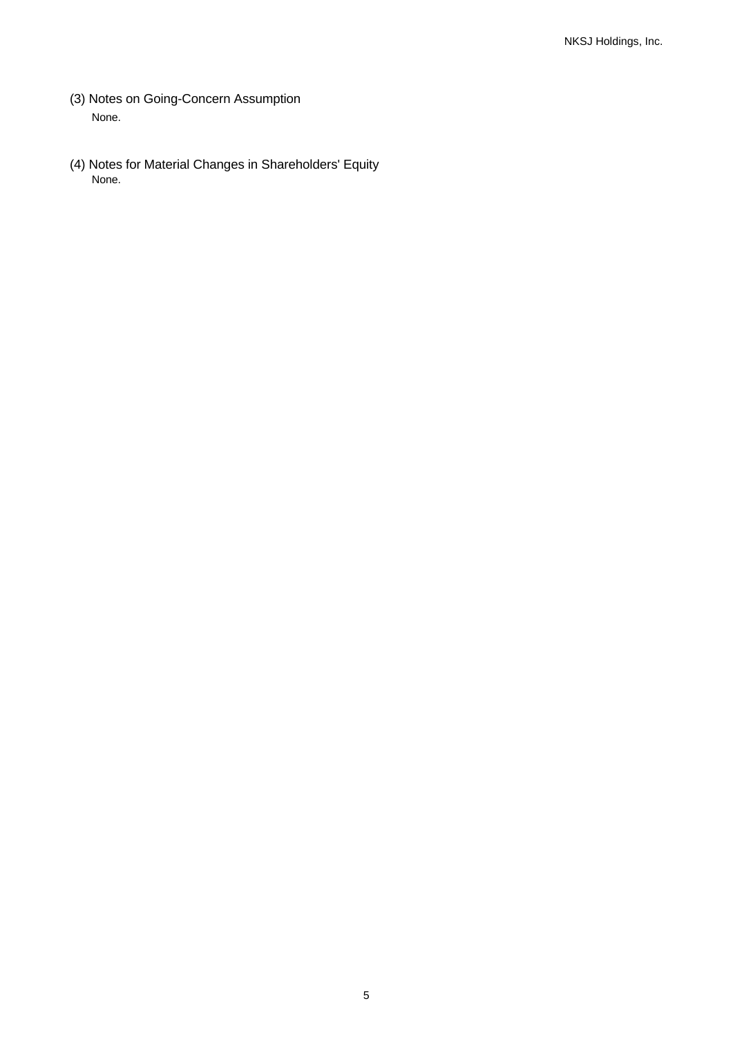### (3) Notes on Going-Concern Assumption

None.

### (4) Notes for Material Changes in Shareholders' Equity

None.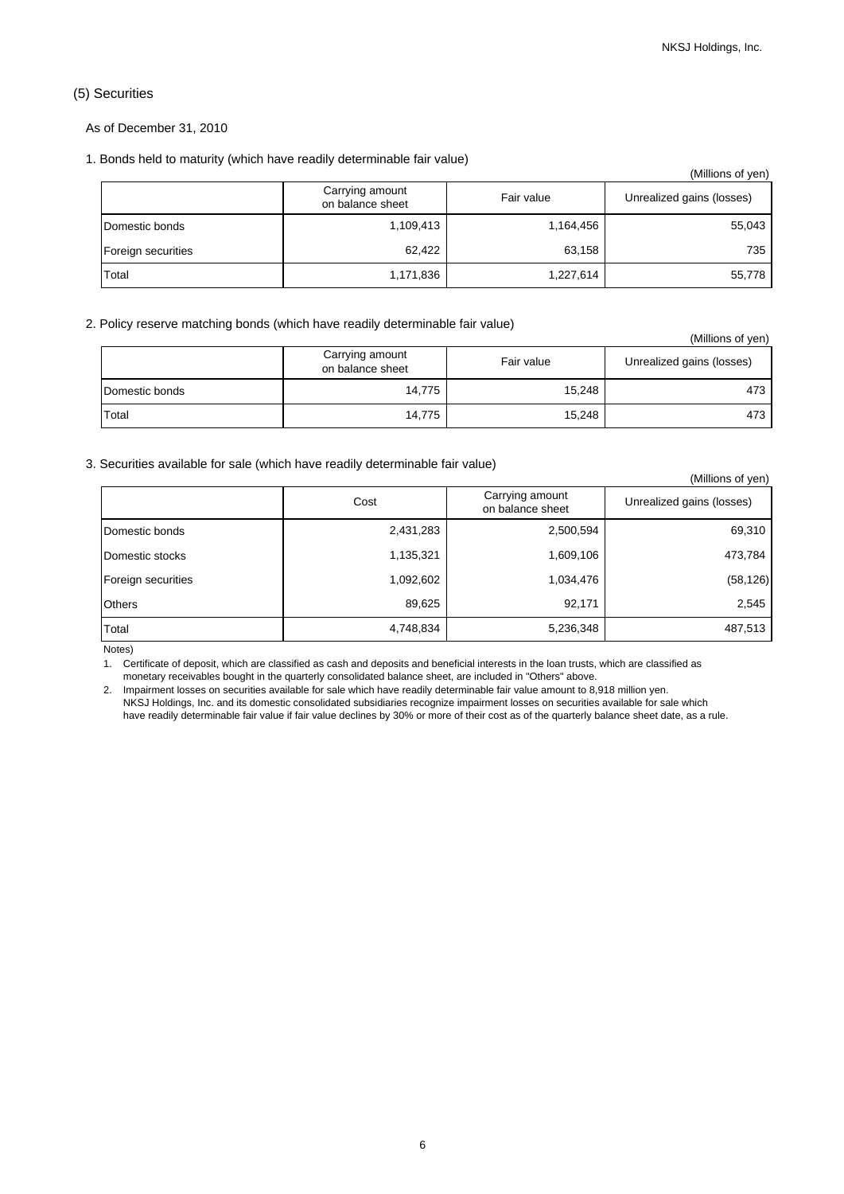## (5) Securities

As of December 31, 2010

### 1. Bonds held to maturity (which have readily determinable fair value)

(Millions of yen)

| | Carrying amount on balance sheet | Fair value | Unrealized gains (losses) |
|---|---|---|---|
| Domestic bonds | 1,109,413 | 1,164,456 | 55,043 |
| Foreign securities | 62,422 | 63,158 | 735 |
| Total | 1,171,836 | 1,227,614 | 55,778 |

### 2. Policy reserve matching bonds (which have readily determinable fair value)

(Millions of yen)

| | Carrying amount on balance sheet | Fair value | Unrealized gains (losses) |
|---|---|---|---|
| Domestic bonds | 14,775 | 15,248 | 473 |
| Total | 14,775 | 15,248 | 473 |

### 3. Securities available for sale (which have readily determinable fair value)

(Millions of yen)

| | Cost | Carrying amount on balance sheet | Unrealized gains (losses) |
|---|---|---|---|
| Domestic bonds | 2,431,283 | 2,500,594 | 69,310 |
| Domestic stocks | 1,135,321 | 1,609,106 | 473,784 |
| Foreign securities | 1,092,602 | 1,034,476 | (58,126) |
| Others | 89,625 | 92,171 | 2,545 |
| Total | 4,748,834 | 5,236,348 | 487,513 |

Notes)

1. Certificate of deposit, which are classified as cash and deposits and beneficial interests in the loan trusts, which are classified as monetary receivables bought in the quarterly consolidated balance sheet, are included in "Others" above.
2. Impairment losses on securities available for sale which have readily determinable fair value amount to 8,918 million yen. NKSJ Holdings, Inc. and its domestic consolidated subsidiaries recognize impairment losses on securities available for sale which have readily determinable fair value if fair value declines by 30% or more of their cost as of the quarterly balance sheet date, as a rule.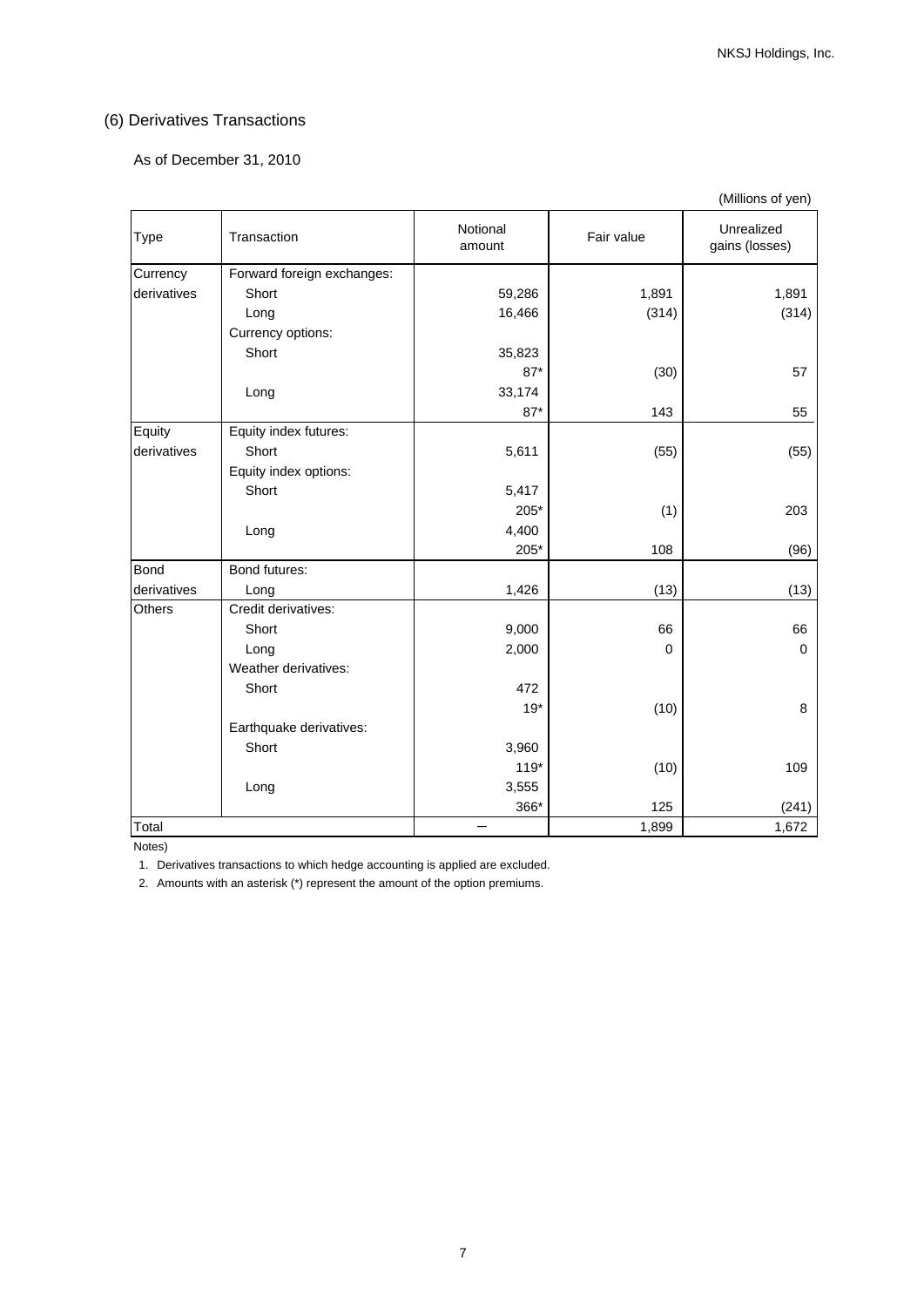## (6) Derivatives Transactions

As of December 31, 2010

(Millions of yen)

| Type | Transaction | Notional amount | Fair value | Unrealized gains (losses) |
|---|---|---|---|---|
| Currency derivatives | Forward foreign exchanges: | | | |
| | Short | 59,286 | 1,891 | 1,891 |
| | Long | 16,466 | (314) | (314) |
| | Currency options: | | | |
| | Short | 35,823 | | |
| | | 87* | (30) | 57 |
| | Long | 33,174 | | |
| | | 87* | 143 | 55 |
| Equity derivatives | Equity index futures: | | | |
| | Short | 5,611 | (55) | (55) |
| | Equity index options: | | | |
| | Short | 5,417 | | |
| | | 205* | (1) | 203 |
| | Long | 4,400 | | |
| | | 205* | 108 | (96) |
| Bond derivatives | Bond futures: | | | |
| | Long | 1,426 | (13) | (13) |
| Others | Credit derivatives: | | | |
| | Short | 9,000 | 66 | 66 |
| | Long | 2,000 | 0 | 0 |
| | Weather derivatives: | | | |
| | Short | 472 | | |
| | | 19* | (10) | 8 |
| | Earthquake derivatives: | | | |
| | Short | 3,960 | | |
| | | 119* | (10) | 109 |
| | Long | 3,555 | | |
| | | 366* | 125 | (241) |
| Total | | — | 1,899 | 1,672 |

Notes)

1. Derivatives transactions to which hedge accounting is applied are excluded.
2. Amounts with an asterisk (*) represent the amount of the option premiums.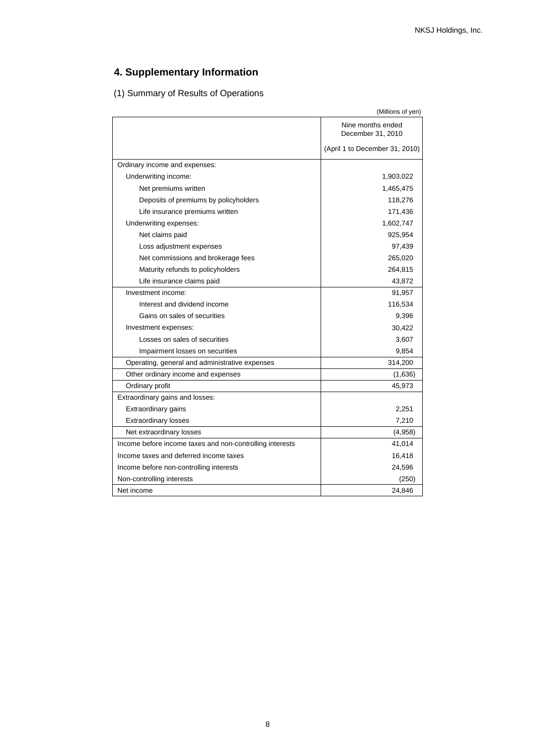# 4. Supplementary Information

(1) Summary of Results of Operations

(Millions of yen)

| | Nine months ended December 31, 2010 (April 1 to December 31, 2010) |
|---|---|
| Ordinary income and expenses: | |
| Underwriting income: | 1,903,022 |
| Net premiums written | 1,465,475 |
| Deposits of premiums by policyholders | 118,276 |
| Life insurance premiums written | 171,436 |
| Underwriting expenses: | 1,602,747 |
| Net claims paid | 925,954 |
| Loss adjustment expenses | 97,439 |
| Net commissions and brokerage fees | 265,020 |
| Maturity refunds to policyholders | 264,815 |
| Life insurance claims paid | 43,872 |
| Investment income: | 91,957 |
| Interest and dividend income | 116,534 |
| Gains on sales of securities | 9,396 |
| Investment expenses: | 30,422 |
| Losses on sales of securities | 3,607 |
| Impairment losses on securities | 9,854 |
| Operating, general and administrative expenses | 314,200 |
| Other ordinary income and expenses | (1,636) |
| Ordinary profit | 45,973 |
| Extraordinary gains and losses: | |
| Extraordinary gains | 2,251 |
| Extraordinary losses | 7,210 |
| Net extraordinary losses | (4,958) |
| Income before income taxes and non-controlling interests | 41,014 |
| Income taxes and deferred income taxes | 16,418 |
| Income before non-controlling interests | 24,596 |
| Non-controlling interests | (250) |
| Net income | 24,846 |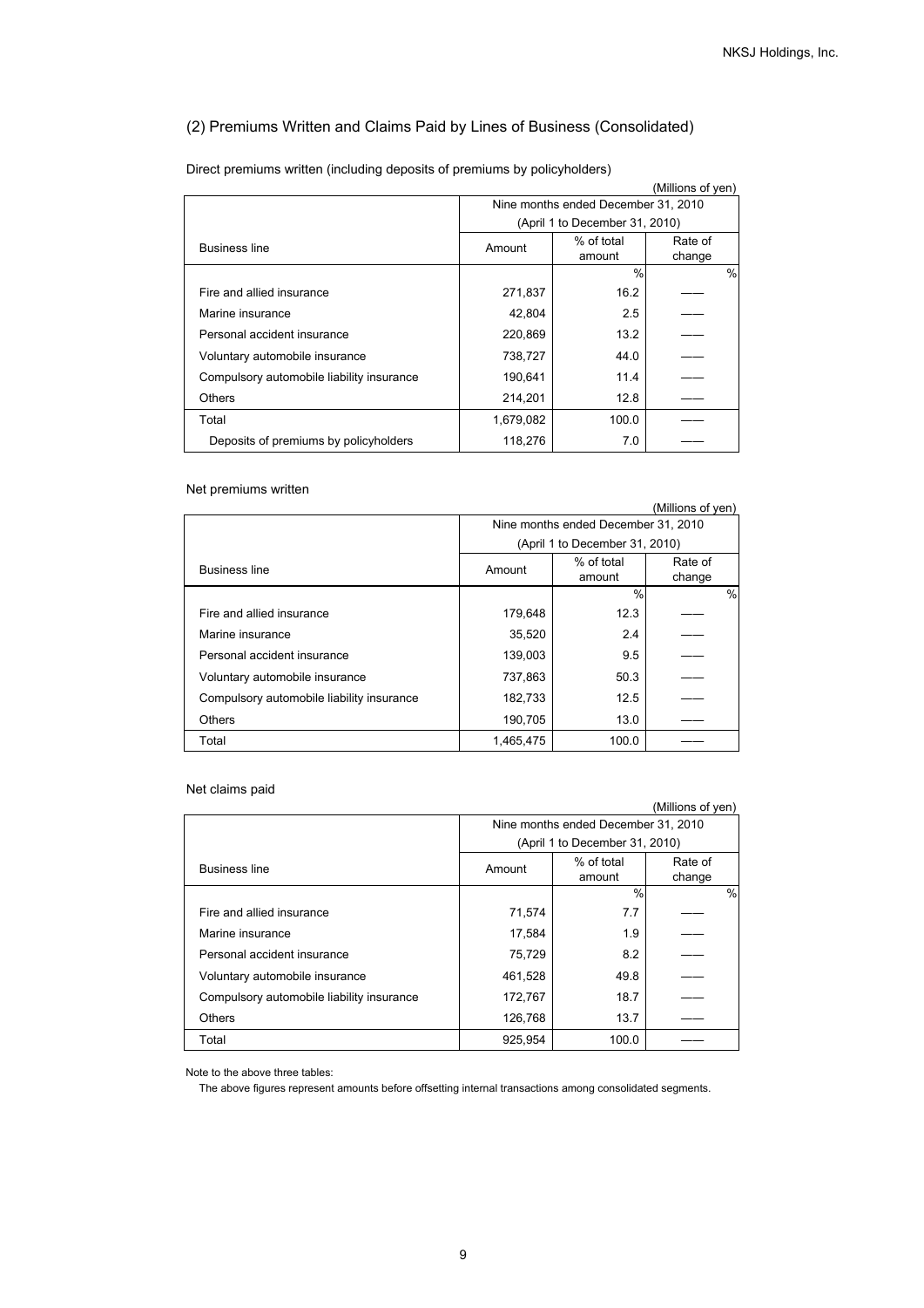## (2) Premiums Written and Claims Paid by Lines of Business (Consolidated)

Direct premiums written (including deposits of premiums by policyholders)

(Millions of yen)

| Business line | Nine months ended December 31, 2010 (April 1 to December 31, 2010) | | |
|---|---|---|---|
| | Amount | % of total amount | Rate of change |
| | | % | % |
| Fire and allied insurance | 271,837 | 16.2 | —— |
| Marine insurance | 42,804 | 2.5 | —— |
| Personal accident insurance | 220,869 | 13.2 | —— |
| Voluntary automobile insurance | 738,727 | 44.0 | —— |
| Compulsory automobile liability insurance | 190,641 | 11.4 | —— |
| Others | 214,201 | 12.8 | —— |
| Total | 1,679,082 | 100.0 | —— |
| Deposits of premiums by policyholders | 118,276 | 7.0 | —— |

Net premiums written

(Millions of yen)

| Business line | Nine months ended December 31, 2010 (April 1 to December 31, 2010) | | |
|---|---|---|---|
| | Amount | % of total amount | Rate of change |
| | | % | % |
| Fire and allied insurance | 179,648 | 12.3 | —— |
| Marine insurance | 35,520 | 2.4 | —— |
| Personal accident insurance | 139,003 | 9.5 | —— |
| Voluntary automobile insurance | 737,863 | 50.3 | —— |
| Compulsory automobile liability insurance | 182,733 | 12.5 | —— |
| Others | 190,705 | 13.0 | —— |
| Total | 1,465,475 | 100.0 | —— |

Net claims paid

(Millions of yen)

| Business line | Nine months ended December 31, 2010 (April 1 to December 31, 2010) | | |
|---|---|---|---|
| | Amount | % of total amount | Rate of change |
| | | % | % |
| Fire and allied insurance | 71,574 | 7.7 | —— |
| Marine insurance | 17,584 | 1.9 | —— |
| Personal accident insurance | 75,729 | 8.2 | —— |
| Voluntary automobile insurance | 461,528 | 49.8 | —— |
| Compulsory automobile liability insurance | 172,767 | 18.7 | —— |
| Others | 126,768 | 13.7 | —— |
| Total | 925,954 | 100.0 | —— |

Note to the above three tables:

The above figures represent amounts before offsetting internal transactions among consolidated segments.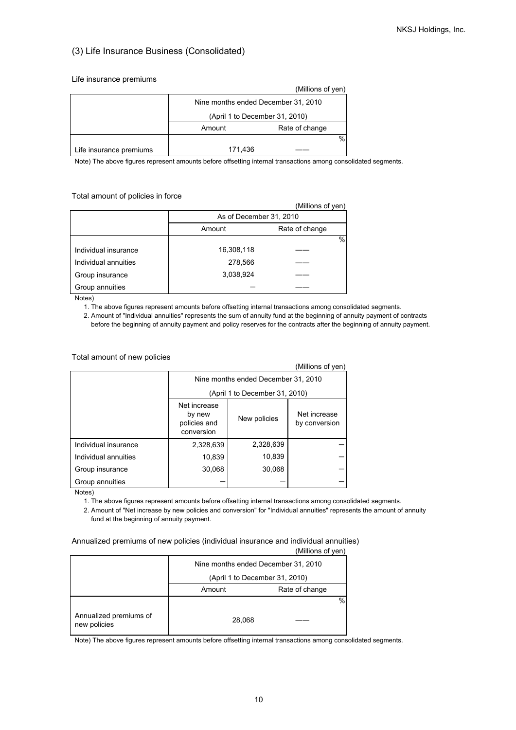## (3) Life Insurance Business (Consolidated)

Life insurance premiums

(Millions of yen)

| | Nine months ended December 31, 2010 (April 1 to December 31, 2010) | |
|---|---|---|
| | Amount | Rate of change |
| | | % |
| Life insurance premiums | 171,436 | —— |

Note) The above figures represent amounts before offsetting internal transactions among consolidated segments.

Total amount of policies in force

(Millions of yen)

| | As of December 31, 2010 | |
|---|---|---|
| | Amount | Rate of change |
| | | % |
| Individual insurance | 16,308,118 | —— |
| Individual annuities | 278,566 | —— |
| Group insurance | 3,038,924 | —— |
| Group annuities | — | —— |

Notes)

1. The above figures represent amounts before offsetting internal transactions among consolidated segments.
2. Amount of "Individual annuities" represents the sum of annuity fund at the beginning of annuity payment of contracts before the beginning of annuity payment and policy reserves for the contracts after the beginning of annuity payment.

Total amount of new policies

(Millions of yen)

| | Nine months ended December 31, 2010 (April 1 to December 31, 2010) | | |
|---|---|---|---|
| | Net increase by new policies and conversion | New policies | Net increase by conversion |
| Individual insurance | 2,328,639 | 2,328,639 | — |
| Individual annuities | 10,839 | 10,839 | — |
| Group insurance | 30,068 | 30,068 | — |
| Group annuities | — | — | — |

Notes)

1. The above figures represent amounts before offsetting internal transactions among consolidated segments.
2. Amount of "Net increase by new policies and conversion" for "Individual annuities" represents the amount of annuity fund at the beginning of annuity payment.

Annualized premiums of new policies (individual insurance and individual annuities)

(Millions of yen)

| | Nine months ended December 31, 2010 (April 1 to December 31, 2010) | |
|---|---|---|
| | Amount | Rate of change |
| | | % |
| Annualized premiums of new policies | 28,068 | —— |

Note) The above figures represent amounts before offsetting internal transactions among consolidated segments.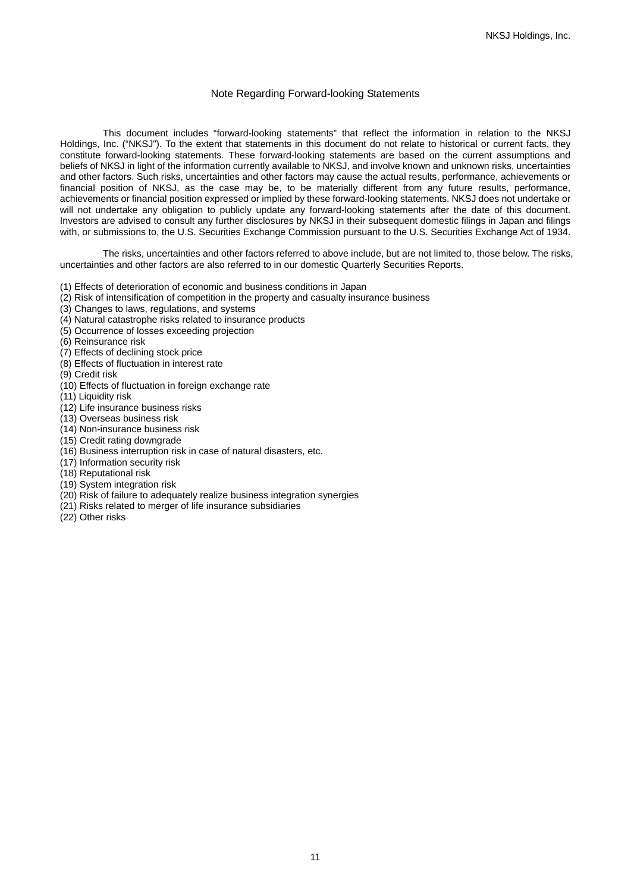## Note Regarding Forward-looking Statements

This document includes "forward-looking statements" that reflect the information in relation to the NKSJ Holdings, Inc. ("NKSJ"). To the extent that statements in this document do not relate to historical or current facts, they constitute forward-looking statements. These forward-looking statements are based on the current assumptions and beliefs of NKSJ in light of the information currently available to NKSJ, and involve known and unknown risks, uncertainties and other factors. Such risks, uncertainties and other factors may cause the actual results, performance, achievements or financial position of NKSJ, as the case may be, to be materially different from any future results, performance, achievements or financial position expressed or implied by these forward-looking statements. NKSJ does not undertake or will not undertake any obligation to publicly update any forward-looking statements after the date of this document. Investors are advised to consult any further disclosures by NKSJ in their subsequent domestic filings in Japan and filings with, or submissions to, the U.S. Securities Exchange Commission pursuant to the U.S. Securities Exchange Act of 1934.

The risks, uncertainties and other factors referred to above include, but are not limited to, those below. The risks, uncertainties and other factors are also referred to in our domestic Quarterly Securities Reports.

(1) Effects of deterioration of economic and business conditions in Japan
(2) Risk of intensification of competition in the property and casualty insurance business
(3) Changes to laws, regulations, and systems
(4) Natural catastrophe risks related to insurance products
(5) Occurrence of losses exceeding projection
(6) Reinsurance risk
(7) Effects of declining stock price
(8) Effects of fluctuation in interest rate
(9) Credit risk
(10) Effects of fluctuation in foreign exchange rate
(11) Liquidity risk
(12) Life insurance business risks
(13) Overseas business risk
(14) Non-insurance business risk
(15) Credit rating downgrade
(16) Business interruption risk in case of natural disasters, etc.
(17) Information security risk
(18) Reputational risk
(19) System integration risk
(20) Risk of failure to adequately realize business integration synergies
(21) Risks related to merger of life insurance subsidiaries
(22) Other risks